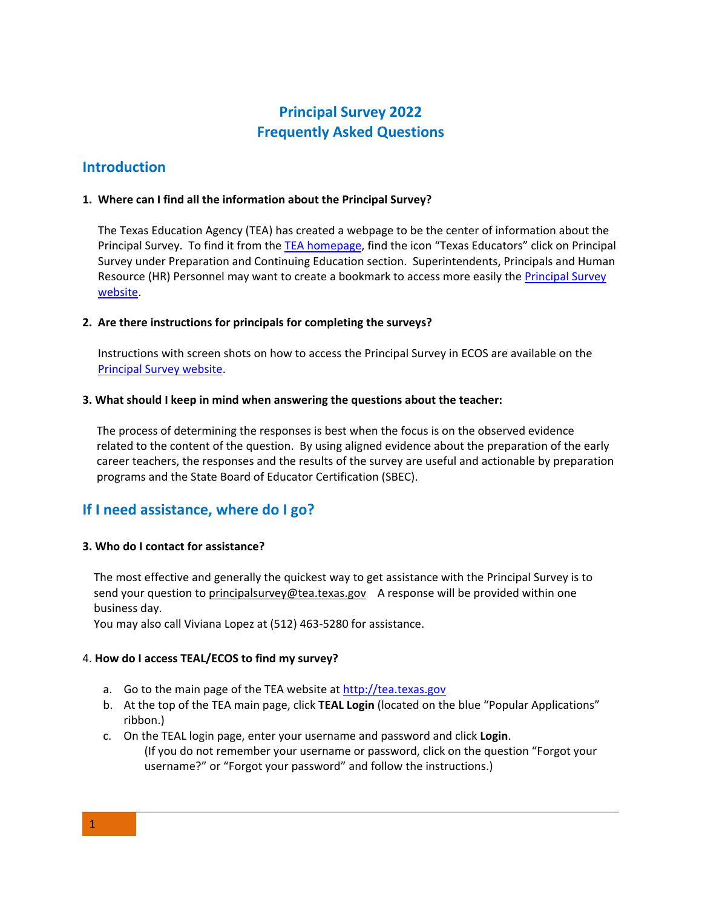# Principal Survey 2022
# Frequently Asked Questions

## Introduction

**1. Where can I find all the information about the Principal Survey?**

The Texas Education Agency (TEA) has created a webpage to be the center of information about the Principal Survey. To find it from the TEA homepage, find the icon "Texas Educators" click on Principal Survey under Preparation and Continuing Education section. Superintendents, Principals and Human Resource (HR) Personnel may want to create a bookmark to access more easily the Principal Survey website.

**2. Are there instructions for principals for completing the surveys?**

Instructions with screen shots on how to access the Principal Survey in ECOS are available on the Principal Survey website.

**3. What should I keep in mind when answering the questions about the teacher:**

The process of determining the responses is best when the focus is on the observed evidence related to the content of the question. By using aligned evidence about the preparation of the early career teachers, the responses and the results of the survey are useful and actionable by preparation programs and the State Board of Educator Certification (SBEC).

## If I need assistance, where do I go?

**3. Who do I contact for assistance?**

The most effective and generally the quickest way to get assistance with the Principal Survey is to send your question to principalsurvey@tea.texas.gov A response will be provided within one business day.
You may also call Viviana Lopez at (512) 463-5280 for assistance.

4. **How do I access TEAL/ECOS to find my survey?**

a. Go to the main page of the TEA website at http://tea.texas.gov
b. At the top of the TEA main page, click **TEAL Login** (located on the blue "Popular Applications" ribbon.)
c. On the TEAL login page, enter your username and password and click **Login**.
   (If you do not remember your username or password, click on the question "Forgot your username?" or "Forgot your password" and follow the instructions.)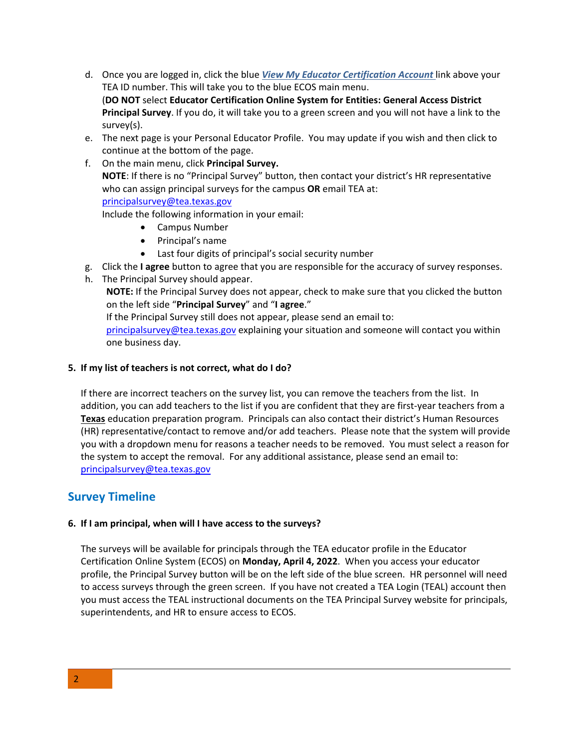d. Once you are logged in, click the blue ***View My Educator Certification Account*** link above your TEA ID number. This will take you to the blue ECOS main menu.
   (**DO NOT** select **Educator Certification Online System for Entities: General Access District Principal Survey**. If you do, it will take you to a green screen and you will not have a link to the survey(s).
e. The next page is your Personal Educator Profile. You may update if you wish and then click to continue at the bottom of the page.
f. On the main menu, click **Principal Survey.**
   **NOTE**: If there is no "Principal Survey" button, then contact your district's HR representative who can assign principal surveys for the campus **OR** email TEA at: principalsurvey@tea.texas.gov
   Include the following information in your email:
   - Campus Number
   - Principal's name
   - Last four digits of principal's social security number
g. Click the **I agree** button to agree that you are responsible for the accuracy of survey responses.
h. The Principal Survey should appear.
   **NOTE:** If the Principal Survey does not appear, check to make sure that you clicked the button on the left side "**Principal Survey**" and "**I agree**."
   If the Principal Survey still does not appear, please send an email to: principalsurvey@tea.texas.gov explaining your situation and someone will contact you within one business day.

**5. If my list of teachers is not correct, what do I do?**

If there are incorrect teachers on the survey list, you can remove the teachers from the list. In addition, you can add teachers to the list if you are confident that they are first-year teachers from a **Texas** education preparation program. Principals can also contact their district's Human Resources (HR) representative/contact to remove and/or add teachers. Please note that the system will provide you with a dropdown menu for reasons a teacher needs to be removed. You must select a reason for the system to accept the removal. For any additional assistance, please send an email to: principalsurvey@tea.texas.gov

## Survey Timeline

**6. If I am principal, when will I have access to the surveys?**

The surveys will be available for principals through the TEA educator profile in the Educator Certification Online System (ECOS) on **Monday, April 4, 2022**. When you access your educator profile, the Principal Survey button will be on the left side of the blue screen. HR personnel will need to access surveys through the green screen. If you have not created a TEA Login (TEAL) account then you must access the TEAL instructional documents on the TEA Principal Survey website for principals, superintendents, and HR to ensure access to ECOS.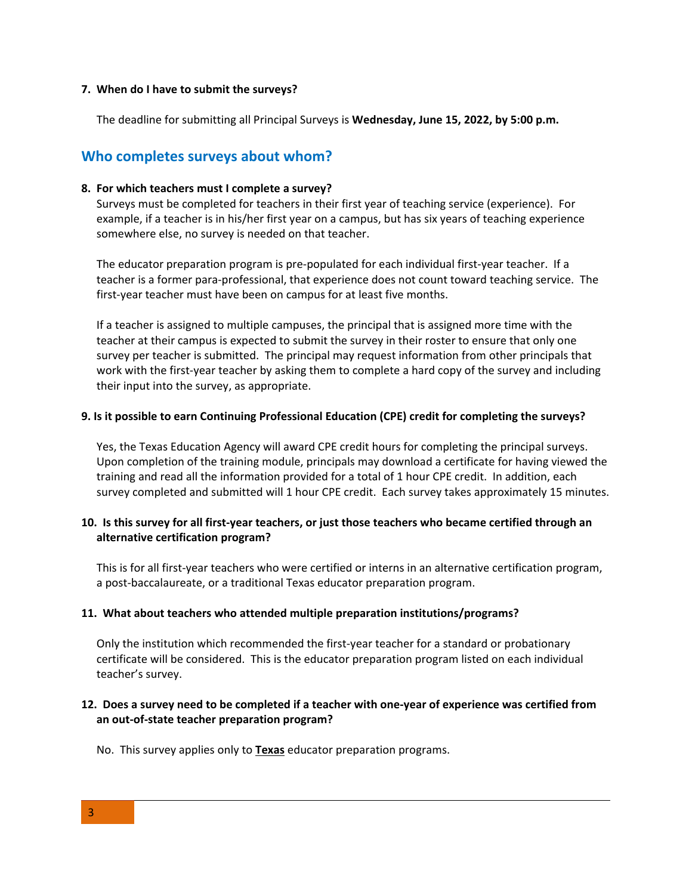**7. When do I have to submit the surveys?**

The deadline for submitting all Principal Surveys is **Wednesday, June 15, 2022, by 5:00 p.m.**

## Who completes surveys about whom?

**8. For which teachers must I complete a survey?**

Surveys must be completed for teachers in their first year of teaching service (experience). For example, if a teacher is in his/her first year on a campus, but has six years of teaching experience somewhere else, no survey is needed on that teacher.

The educator preparation program is pre-populated for each individual first-year teacher. If a teacher is a former para-professional, that experience does not count toward teaching service. The first-year teacher must have been on campus for at least five months.

If a teacher is assigned to multiple campuses, the principal that is assigned more time with the teacher at their campus is expected to submit the survey in their roster to ensure that only one survey per teacher is submitted. The principal may request information from other principals that work with the first-year teacher by asking them to complete a hard copy of the survey and including their input into the survey, as appropriate.

**9. Is it possible to earn Continuing Professional Education (CPE) credit for completing the surveys?**

Yes, the Texas Education Agency will award CPE credit hours for completing the principal surveys. Upon completion of the training module, principals may download a certificate for having viewed the training and read all the information provided for a total of 1 hour CPE credit. In addition, each survey completed and submitted will 1 hour CPE credit. Each survey takes approximately 15 minutes.

**10. Is this survey for all first-year teachers, or just those teachers who became certified through an alternative certification program?**

This is for all first-year teachers who were certified or interns in an alternative certification program, a post-baccalaureate, or a traditional Texas educator preparation program.

**11. What about teachers who attended multiple preparation institutions/programs?**

Only the institution which recommended the first-year teacher for a standard or probationary certificate will be considered. This is the educator preparation program listed on each individual teacher's survey.

**12. Does a survey need to be completed if a teacher with one-year of experience was certified from an out-of-state teacher preparation program?**

No. This survey applies only to **Texas** educator preparation programs.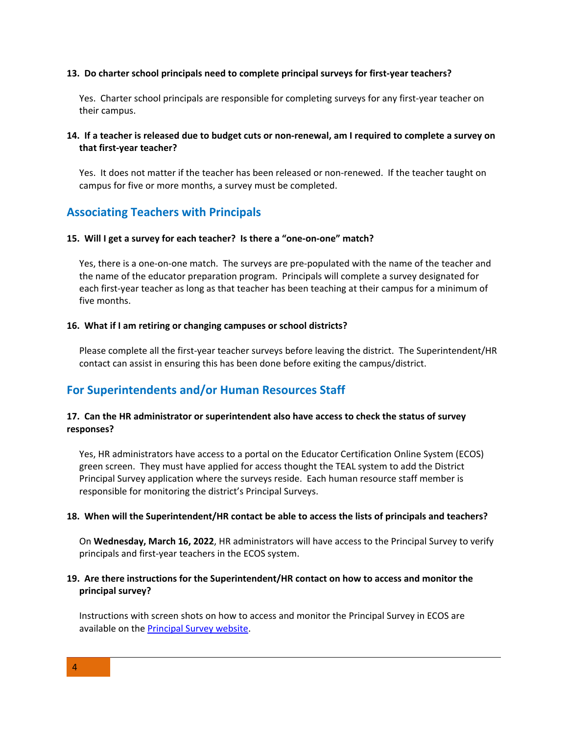**13. Do charter school principals need to complete principal surveys for first-year teachers?**

Yes. Charter school principals are responsible for completing surveys for any first-year teacher on their campus.

**14. If a teacher is released due to budget cuts or non-renewal, am I required to complete a survey on that first-year teacher?**

Yes. It does not matter if the teacher has been released or non-renewed. If the teacher taught on campus for five or more months, a survey must be completed.

## Associating Teachers with Principals

**15. Will I get a survey for each teacher? Is there a "one-on-one" match?**

Yes, there is a one-on-one match. The surveys are pre-populated with the name of the teacher and the name of the educator preparation program. Principals will complete a survey designated for each first-year teacher as long as that teacher has been teaching at their campus for a minimum of five months.

**16. What if I am retiring or changing campuses or school districts?**

Please complete all the first-year teacher surveys before leaving the district. The Superintendent/HR contact can assist in ensuring this has been done before exiting the campus/district.

## For Superintendents and/or Human Resources Staff

**17. Can the HR administrator or superintendent also have access to check the status of survey responses?**

Yes, HR administrators have access to a portal on the Educator Certification Online System (ECOS) green screen. They must have applied for access thought the TEAL system to add the District Principal Survey application where the surveys reside. Each human resource staff member is responsible for monitoring the district's Principal Surveys.

**18. When will the Superintendent/HR contact be able to access the lists of principals and teachers?**

On **Wednesday, March 16, 2022**, HR administrators will have access to the Principal Survey to verify principals and first-year teachers in the ECOS system.

**19. Are there instructions for the Superintendent/HR contact on how to access and monitor the principal survey?**

Instructions with screen shots on how to access and monitor the Principal Survey in ECOS are available on the Principal Survey website.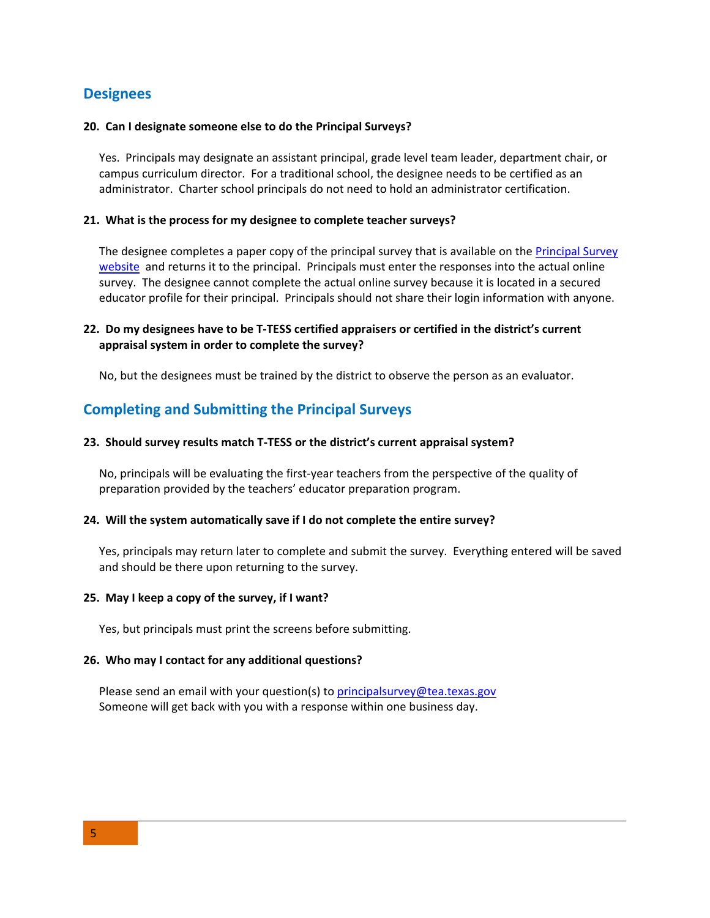## Designees

**20. Can I designate someone else to do the Principal Surveys?**

Yes. Principals may designate an assistant principal, grade level team leader, department chair, or campus curriculum director. For a traditional school, the designee needs to be certified as an administrator. Charter school principals do not need to hold an administrator certification.

**21. What is the process for my designee to complete teacher surveys?**

The designee completes a paper copy of the principal survey that is available on the Principal Survey website and returns it to the principal. Principals must enter the responses into the actual online survey. The designee cannot complete the actual online survey because it is located in a secured educator profile for their principal. Principals should not share their login information with anyone.

**22. Do my designees have to be T-TESS certified appraisers or certified in the district's current appraisal system in order to complete the survey?**

No, but the designees must be trained by the district to observe the person as an evaluator.

## Completing and Submitting the Principal Surveys

**23. Should survey results match T-TESS or the district's current appraisal system?**

No, principals will be evaluating the first-year teachers from the perspective of the quality of preparation provided by the teachers' educator preparation program.

**24. Will the system automatically save if I do not complete the entire survey?**

Yes, principals may return later to complete and submit the survey. Everything entered will be saved and should be there upon returning to the survey.

**25. May I keep a copy of the survey, if I want?**

Yes, but principals must print the screens before submitting.

**26. Who may I contact for any additional questions?**

Please send an email with your question(s) to principalsurvey@tea.texas.gov
Someone will get back with you with a response within one business day.